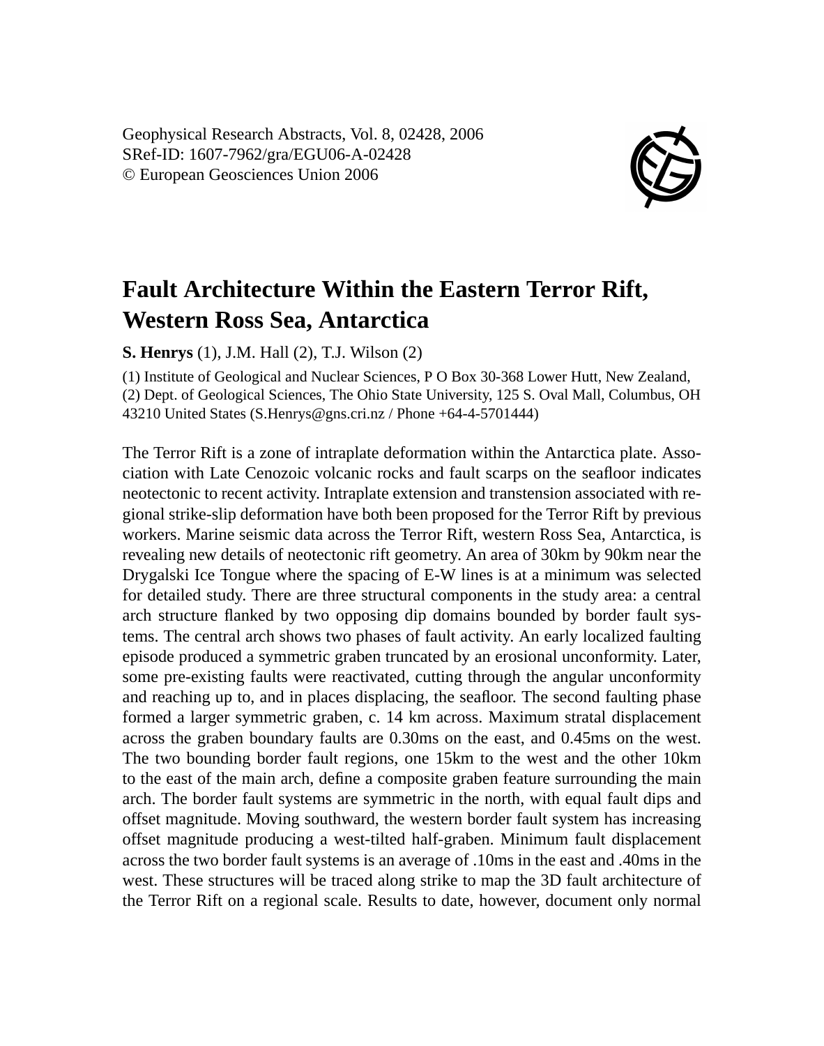Geophysical Research Abstracts, Vol. 8, 02428, 2006
SRef-ID: 1607-7962/gra/EGU06-A-02428
© European Geosciences Union 2006

# Fault Architecture Within the Eastern Terror Rift, Western Ross Sea, Antarctica

**S. Henrys** (1), J.M. Hall (2), T.J. Wilson (2)

(1) Institute of Geological and Nuclear Sciences, P O Box 30-368 Lower Hutt, New Zealand, (2) Dept. of Geological Sciences, The Ohio State University, 125 S. Oval Mall, Columbus, OH 43210 United States (S.Henrys@gns.cri.nz / Phone +64-4-5701444)

The Terror Rift is a zone of intraplate deformation within the Antarctica plate. Association with Late Cenozoic volcanic rocks and fault scarps on the seafloor indicates neotectonic to recent activity. Intraplate extension and transtension associated with regional strike-slip deformation have both been proposed for the Terror Rift by previous workers. Marine seismic data across the Terror Rift, western Ross Sea, Antarctica, is revealing new details of neotectonic rift geometry. An area of 30km by 90km near the Drygalski Ice Tongue where the spacing of E-W lines is at a minimum was selected for detailed study. There are three structural components in the study area: a central arch structure flanked by two opposing dip domains bounded by border fault systems. The central arch shows two phases of fault activity. An early localized faulting episode produced a symmetric graben truncated by an erosional unconformity. Later, some pre-existing faults were reactivated, cutting through the angular unconformity and reaching up to, and in places displacing, the seafloor. The second faulting phase formed a larger symmetric graben, c. 14 km across. Maximum stratal displacement across the graben boundary faults are 0.30ms on the east, and 0.45ms on the west. The two bounding border fault regions, one 15km to the west and the other 10km to the east of the main arch, define a composite graben feature surrounding the main arch. The border fault systems are symmetric in the north, with equal fault dips and offset magnitude. Moving southward, the western border fault system has increasing offset magnitude producing a west-tilted half-graben. Minimum fault displacement across the two border fault systems is an average of .10ms in the east and .40ms in the west. These structures will be traced along strike to map the 3D fault architecture of the Terror Rift on a regional scale. Results to date, however, document only normal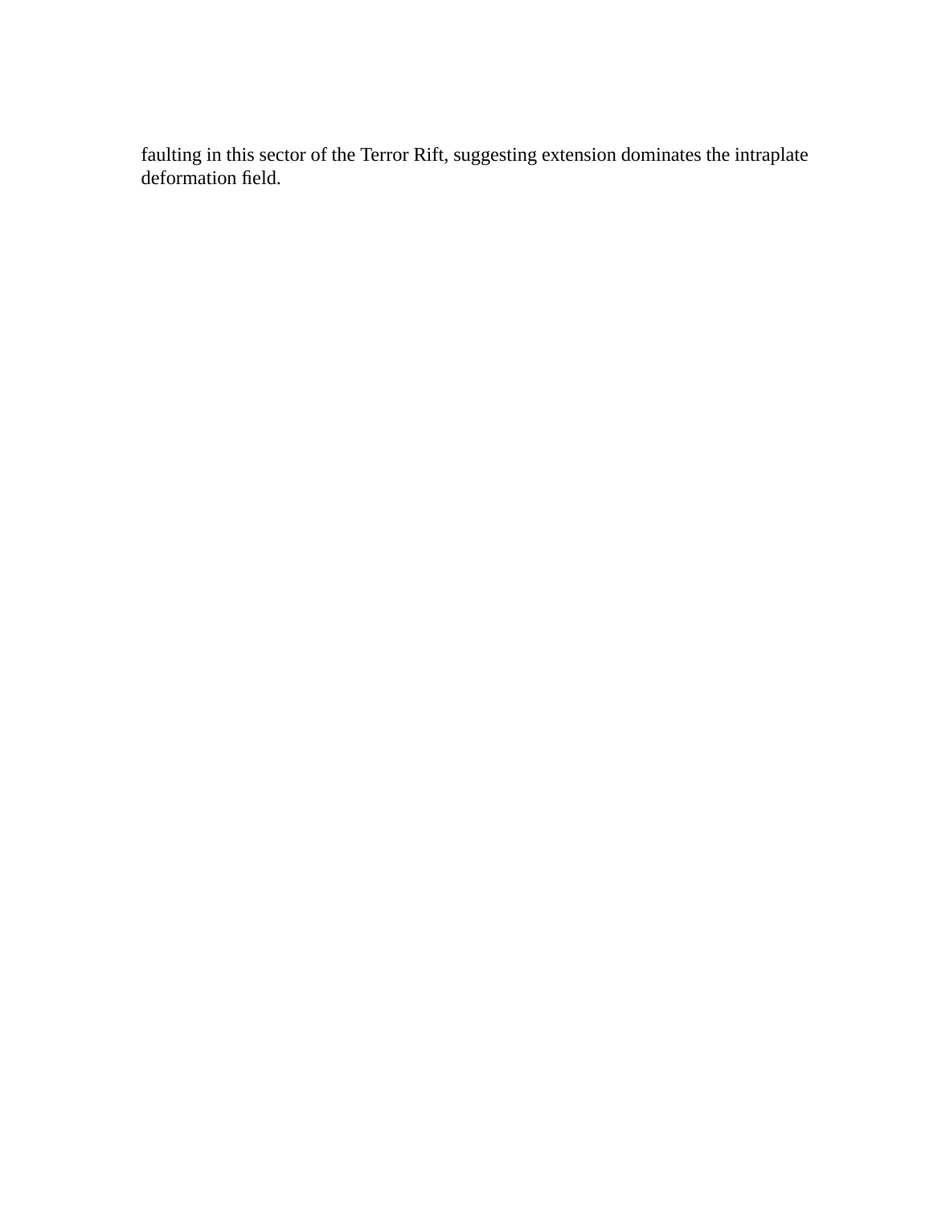faulting in this sector of the Terror Rift, suggesting extension dominates the intraplate deformation field.